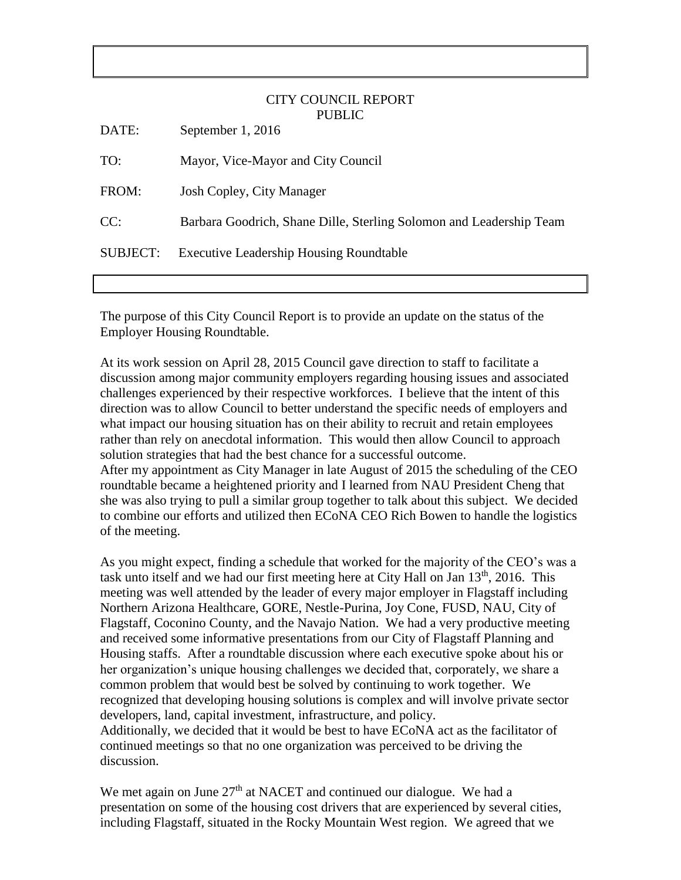CITY COUNCIL REPORT
PUBLIC

DATE: September 1, 2016

TO: Mayor, Vice-Mayor and City Council

FROM: Josh Copley, City Manager

CC: Barbara Goodrich, Shane Dille, Sterling Solomon and Leadership Team

SUBJECT: Executive Leadership Housing Roundtable

The purpose of this City Council Report is to provide an update on the status of the Employer Housing Roundtable.

At its work session on April 28, 2015 Council gave direction to staff to facilitate a discussion among major community employers regarding housing issues and associated challenges experienced by their respective workforces. I believe that the intent of this direction was to allow Council to better understand the specific needs of employers and what impact our housing situation has on their ability to recruit and retain employees rather than rely on anecdotal information. This would then allow Council to approach solution strategies that had the best chance for a successful outcome.
After my appointment as City Manager in late August of 2015 the scheduling of the CEO roundtable became a heightened priority and I learned from NAU President Cheng that she was also trying to pull a similar group together to talk about this subject. We decided to combine our efforts and utilized then ECoNA CEO Rich Bowen to handle the logistics of the meeting.

As you might expect, finding a schedule that worked for the majority of the CEO's was a task unto itself and we had our first meeting here at City Hall on Jan 13th, 2016. This meeting was well attended by the leader of every major employer in Flagstaff including Northern Arizona Healthcare, GORE, Nestle-Purina, Joy Cone, FUSD, NAU, City of Flagstaff, Coconino County, and the Navajo Nation. We had a very productive meeting and received some informative presentations from our City of Flagstaff Planning and Housing staffs. After a roundtable discussion where each executive spoke about his or her organization's unique housing challenges we decided that, corporately, we share a common problem that would best be solved by continuing to work together. We recognized that developing housing solutions is complex and will involve private sector developers, land, capital investment, infrastructure, and policy.
Additionally, we decided that it would be best to have ECoNA act as the facilitator of continued meetings so that no one organization was perceived to be driving the discussion.

We met again on June 27th at NACET and continued our dialogue. We had a presentation on some of the housing cost drivers that are experienced by several cities, including Flagstaff, situated in the Rocky Mountain West region. We agreed that we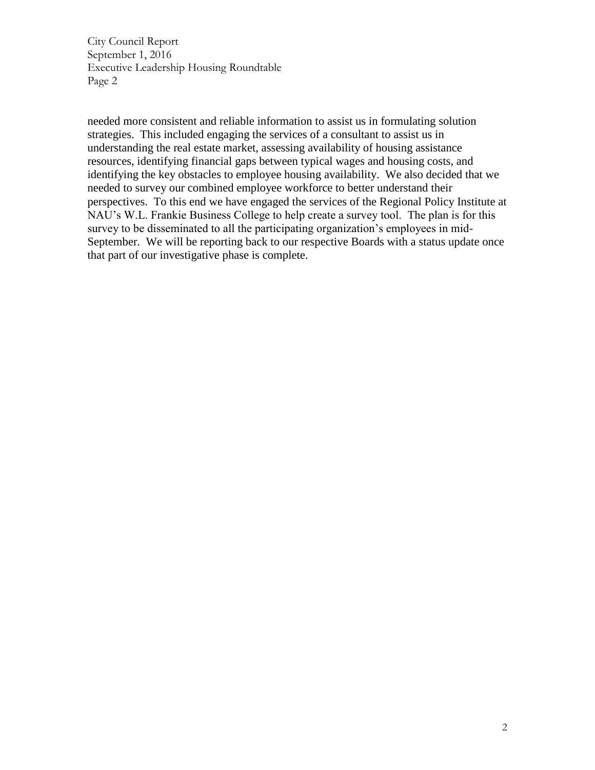needed more consistent and reliable information to assist us in formulating solution strategies. This included engaging the services of a consultant to assist us in understanding the real estate market, assessing availability of housing assistance resources, identifying financial gaps between typical wages and housing costs, and identifying the key obstacles to employee housing availability. We also decided that we needed to survey our combined employee workforce to better understand their perspectives. To this end we have engaged the services of the Regional Policy Institute at NAU's W.L. Frankie Business College to help create a survey tool. The plan is for this survey to be disseminated to all the participating organization's employees in mid-September. We will be reporting back to our respective Boards with a status update once that part of our investigative phase is complete.